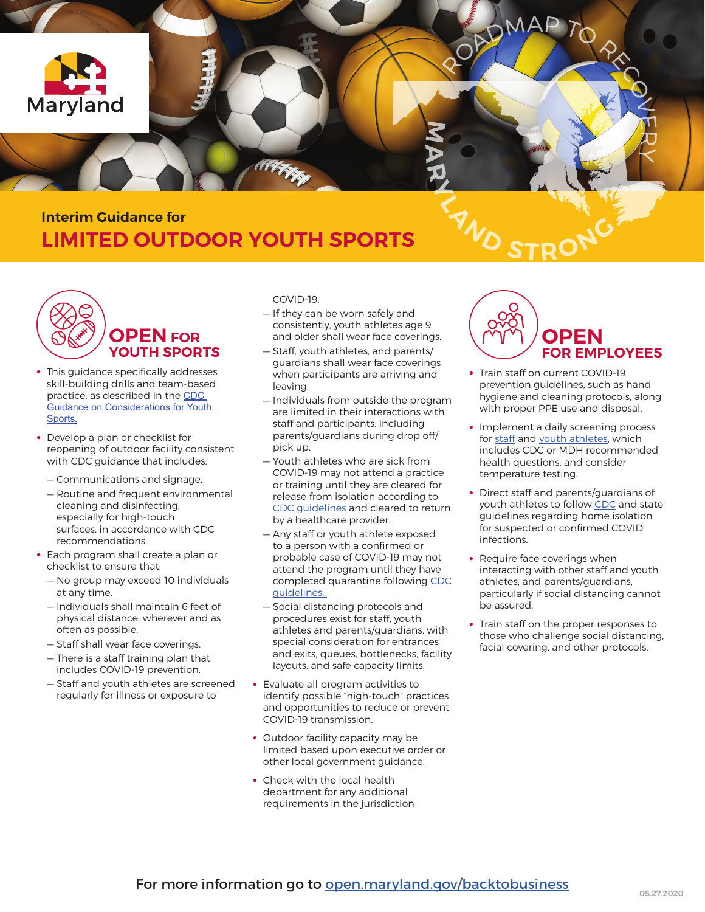Maryland

ROADMAP TO RECOVERY

MARYLAND STRONG

## Interim Guidance for

# LIMITED OUTDOOR YOUTH SPORTS

## OPEN FOR YOUTH SPORTS

- This guidance specifically addresses skill-building drills and team-based practice, as described in the CDC Guidance on Considerations for Youth Sports.
- Develop a plan or checklist for reopening of outdoor facility consistent with CDC guidance that includes:
  - Communications and signage.
  - Routine and frequent environmental cleaning and disinfecting, especially for high-touch surfaces, in accordance with CDC recommendations.
- Each program shall create a plan or checklist to ensure that:
  - No group may exceed 10 individuals at any time.
  - Individuals shall maintain 6 feet of physical distance, wherever and as often as possible.
  - Staff shall wear face coverings.
  - There is a staff training plan that includes COVID-19 prevention.
  - Staff and youth athletes are screened regularly for illness or exposure to COVID-19.
  - If they can be worn safely and consistently, youth athletes age 9 and older shall wear face coverings.
  - Staff, youth athletes, and parents/guardians shall wear face coverings when participants are arriving and leaving.
  - Individuals from outside the program are limited in their interactions with staff and participants, including parents/guardians during drop off/pick up.
  - Youth athletes who are sick from COVID-19 may not attend a practice or training until they are cleared for release from isolation according to CDC guidelines and cleared to return by a healthcare provider.
  - Any staff or youth athlete exposed to a person with a confirmed or probable case of COVID-19 may not attend the program until they have completed quarantine following CDC guidelines.
  - Social distancing protocols and procedures exist for staff, youth athletes and parents/guardians, with special consideration for entrances and exits, queues, bottlenecks, facility layouts, and safe capacity limits.
- Evaluate all program activities to identify possible "high-touch" practices and opportunities to reduce or prevent COVID-19 transmission.
- Outdoor facility capacity may be limited based upon executive order or other local government guidance.
- Check with the local health department for any additional requirements in the jurisdiction

## OPEN FOR EMPLOYEES

- Train staff on current COVID-19 prevention guidelines, such as hand hygiene and cleaning protocols, along with proper PPE use and disposal.
- Implement a daily screening process for staff and youth athletes, which includes CDC or MDH recommended health questions, and consider temperature testing.
- Direct staff and parents/guardians of youth athletes to follow CDC and state guidelines regarding home isolation for suspected or confirmed COVID infections.
- Require face coverings when interacting with other staff and youth athletes, and parents/guardians, particularly if social distancing cannot be assured.
- Train staff on the proper responses to those who challenge social distancing, facial covering, and other protocols.

For more information go to open.maryland.gov/backtobusiness

05.27.2020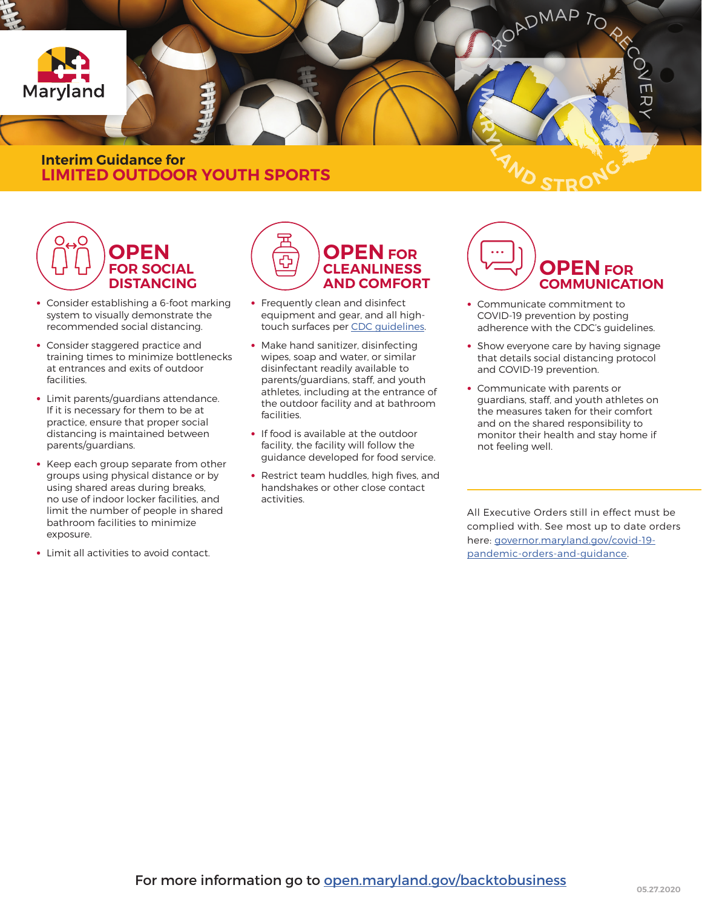Maryland

ROADMAP TO RECOVERY
MARYLAND STRONG

# Interim Guidance for LIMITED OUTDOOR YOUTH SPORTS

## OPEN FOR SOCIAL DISTANCING

- Consider establishing a 6-foot marking system to visually demonstrate the recommended social distancing.
- Consider staggered practice and training times to minimize bottlenecks at entrances and exits of outdoor facilities.
- Limit parents/guardians attendance. If it is necessary for them to be at practice, ensure that proper social distancing is maintained between parents/guardians.
- Keep each group separate from other groups using physical distance or by using shared areas during breaks, no use of indoor locker facilities, and limit the number of people in shared bathroom facilities to minimize exposure.
- Limit all activities to avoid contact.

## OPEN FOR CLEANLINESS AND COMFORT

- Frequently clean and disinfect equipment and gear, and all high-touch surfaces per CDC guidelines.
- Make hand sanitizer, disinfecting wipes, soap and water, or similar disinfectant readily available to parents/guardians, staff, and youth athletes, including at the entrance of the outdoor facility and at bathroom facilities.
- If food is available at the outdoor facility, the facility will follow the guidance developed for food service.
- Restrict team huddles, high fives, and handshakes or other close contact activities.

## OPEN FOR COMMUNICATION

- Communicate commitment to COVID-19 prevention by posting adherence with the CDC's guidelines.
- Show everyone care by having signage that details social distancing protocol and COVID-19 prevention.
- Communicate with parents or guardians, staff, and youth athletes on the measures taken for their comfort and on the shared responsibility to monitor their health and stay home if not feeling well.

All Executive Orders still in effect must be complied with. See most up to date orders here: governor.maryland.gov/covid-19-pandemic-orders-and-guidance.

For more information go to open.maryland.gov/backtobusiness

05.27.2020